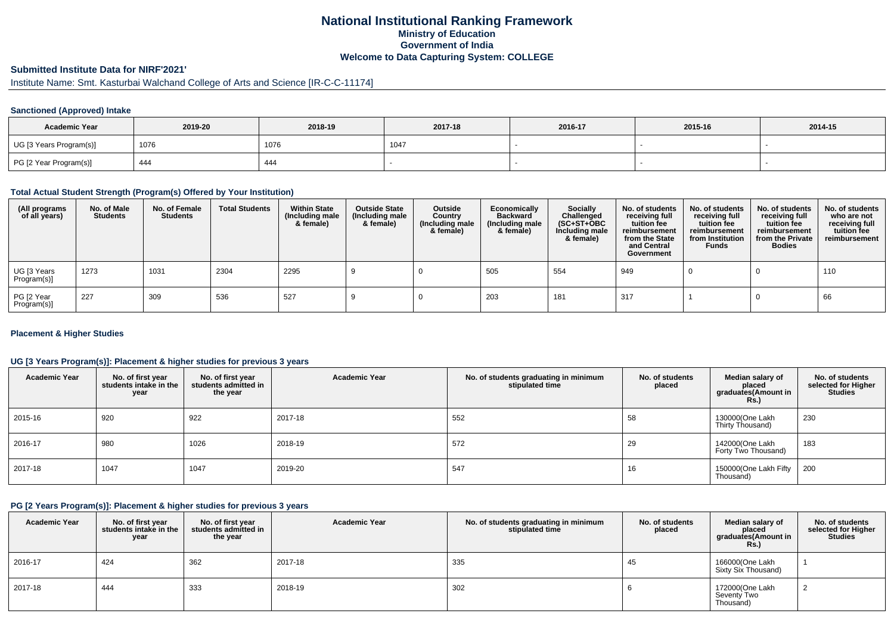# National Institutional Ranking Framework
## Ministry of Education
## Government of India
## Welcome to Data Capturing System: COLLEGE

### Submitted Institute Data for NIRF'2021'

Institute Name: Smt. Kasturbai Walchand College of Arts and Science [IR-C-C-11174]

#### Sanctioned (Approved) Intake

| Academic Year | 2019-20 | 2018-19 | 2017-18 | 2016-17 | 2015-16 | 2014-15 |
|---|---|---|---|---|---|---|
| UG [3 Years Program(s)] | 1076 | 1076 | 1047 | - | - | - |
| PG [2 Year Program(s)] | 444 | 444 | - | - | - | - |

#### Total Actual Student Strength (Program(s) Offered by Your Institution)

| (All programs of all years) | No. of Male Students | No. of Female Students | Total Students | Within State (Including male & female) | Outside State (Including male & female) | Outside Country (Including male & female) | Economically Backward (Including male & female) | Socially Challenged (SC+ST+OBC Including male & female) | No. of students receiving full tuition fee reimbursement from the State and Central Government | No. of students receiving full tuition fee reimbursement from Institution Funds | No. of students receiving full tuition fee reimbursement from the Private Bodies | No. of students who are not receiving full tuition fee reimbursement |
|---|---|---|---|---|---|---|---|---|---|---|---|---|
| UG [3 Years Program(s)] | 1273 | 1031 | 2304 | 2295 | 9 | 0 | 505 | 554 | 949 | 0 | 0 | 110 |
| PG [2 Year Program(s)] | 227 | 309 | 536 | 527 | 9 | 0 | 203 | 181 | 317 | 1 | 0 | 66 |

#### Placement & Higher Studies

#### UG [3 Years Program(s)]: Placement & higher studies for previous 3 years

| Academic Year | No. of first year students intake in the year | No. of first year students admitted in the year | Academic Year | No. of students graduating in minimum stipulated time | No. of students placed | Median salary of placed graduates(Amount in Rs.) | No. of students selected for Higher Studies |
|---|---|---|---|---|---|---|---|
| 2015-16 | 920 | 922 | 2017-18 | 552 | 58 | 130000(One Lakh Thirty Thousand) | 230 |
| 2016-17 | 980 | 1026 | 2018-19 | 572 | 29 | 142000(One Lakh Forty Two Thousand) | 183 |
| 2017-18 | 1047 | 1047 | 2019-20 | 547 | 16 | 150000(One Lakh Fifty Thousand) | 200 |

#### PG [2 Years Program(s)]: Placement & higher studies for previous 3 years

| Academic Year | No. of first year students intake in the year | No. of first year students admitted in the year | Academic Year | No. of students graduating in minimum stipulated time | No. of students placed | Median salary of placed graduates(Amount in Rs.) | No. of students selected for Higher Studies |
|---|---|---|---|---|---|---|---|
| 2016-17 | 424 | 362 | 2017-18 | 335 | 45 | 166000(One Lakh Sixty Six Thousand) | 1 |
| 2017-18 | 444 | 333 | 2018-19 | 302 | 6 | 172000(One Lakh Seventy Two Thousand) | 2 |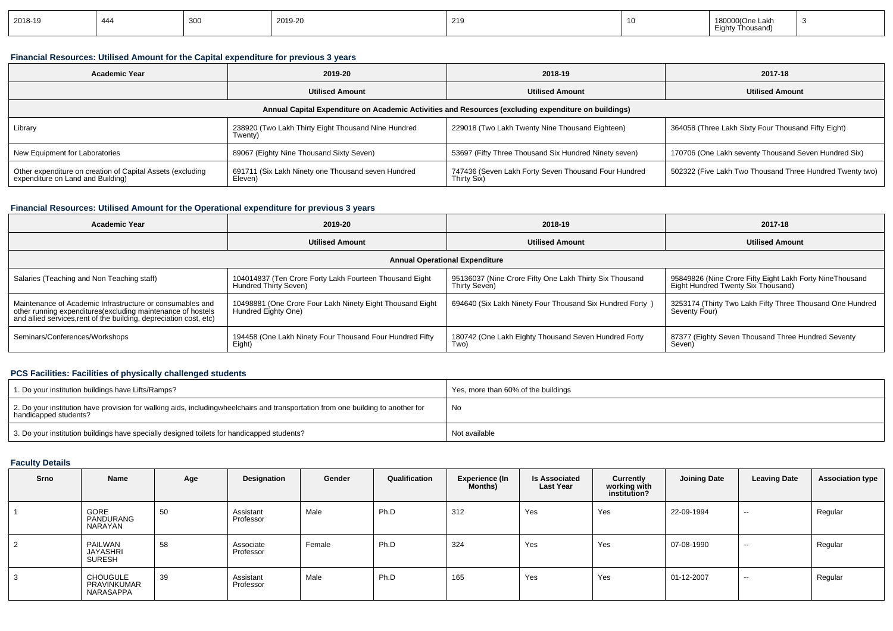| 2018-19 | 444 | 300 | 2019-20 | 219 | 10 | 180000(One Lakh Eighty Thousand) | 3 |
|---|---|---|---|---|---|---|---|

### Financial Resources: Utilised Amount for the Capital expenditure for previous 3 years

| Academic Year | 2019-20 | 2018-19 | 2017-18 |
|---|---|---|---|
| | Utilised Amount | Utilised Amount | Utilised Amount |
| Annual Capital Expenditure on Academic Activities and Resources (excluding expenditure on buildings) | | | |
| Library | 238920 (Two Lakh Thirty Eight Thousand Nine Hundred Twenty) | 229018 (Two Lakh Twenty Nine Thousand Eighteen) | 364058 (Three Lakh Sixty Four Thousand Fifty Eight) |
| New Equipment for Laboratories | 89067 (Eighty Nine Thousand Sixty Seven) | 53697 (Fifty Three Thousand Six Hundred Ninety seven) | 170706 (One Lakh seventy Thousand Seven Hundred Six) |
| Other expenditure on creation of Capital Assets (excluding expenditure on Land and Building) | 691711 (Six Lakh Ninety one Thousand seven Hundred Eleven) | 747436 (Seven Lakh Forty Seven Thousand Four Hundred Thirty Six) | 502322 (Five Lakh Two Thousand Three Hundred Twenty two) |

### Financial Resources: Utilised Amount for the Operational expenditure for previous 3 years

| Academic Year | 2019-20 | 2018-19 | 2017-18 |
|---|---|---|---|
| | Utilised Amount | Utilised Amount | Utilised Amount |
| Annual Operational Expenditure | | | |
| Salaries (Teaching and Non Teaching staff) | 104014837 (Ten Crore Forty Lakh Fourteen Thousand Eight Hundred Thirty Seven) | 95136037 (Nine Crore Fifty One Lakh Thirty Six Thousand Thirty Seven) | 95849826 (Nine Crore Fifty Eight Lakh Forty NineThousand Eight Hundred Twenty Six Thousand) |
| Maintenance of Academic Infrastructure or consumables and other running expenditures(excluding maintenance of hostels and allied services,rent of the building, depreciation cost, etc) | 10498881 (One Crore Four Lakh Ninety Eight Thousand Eight Hundred Eighty One) | 694640 (Six Lakh Ninety Four Thousand Six Hundred Forty ) | 3253174 (Thirty Two Lakh Fifty Three Thousand One Hundred Seventy Four) |
| Seminars/Conferences/Workshops | 194458 (One Lakh Ninety Four Thousand Four Hundred Fifty Eight) | 180742 (One Lakh Eighty Thousand Seven Hundred Forty Two) | 87377 (Eighty Seven Thousand Three Hundred Seventy Seven) |

### PCS Facilities: Facilities of physically challenged students

| | |
|---|---|
| 1. Do your institution buildings have Lifts/Ramps? | Yes, more than 60% of the buildings |
| 2. Do your institution have provision for walking aids, includingwheelchairs and transportation from one building to another for handicapped students? | No |
| 3. Do your institution buildings have specially designed toilets for handicapped students? | Not available |

### Faculty Details

| Srno | Name | Age | Designation | Gender | Qualification | Experience (In Months) | Is Associated Last Year | Currently working with institution? | Joining Date | Leaving Date | Association type |
|---|---|---|---|---|---|---|---|---|---|---|---|
| 1 | GORE PANDURANG NARAYAN | 50 | Assistant Professor | Male | Ph.D | 312 | Yes | Yes | 22-09-1994 | -- | Regular |
| 2 | PAILWAN JAYASHRI SURESH | 58 | Associate Professor | Female | Ph.D | 324 | Yes | Yes | 07-08-1990 | -- | Regular |
| 3 | CHOUGULE PRAVINKUMAR NARASAPPA | 39 | Assistant Professor | Male | Ph.D | 165 | Yes | Yes | 01-12-2007 | -- | Regular |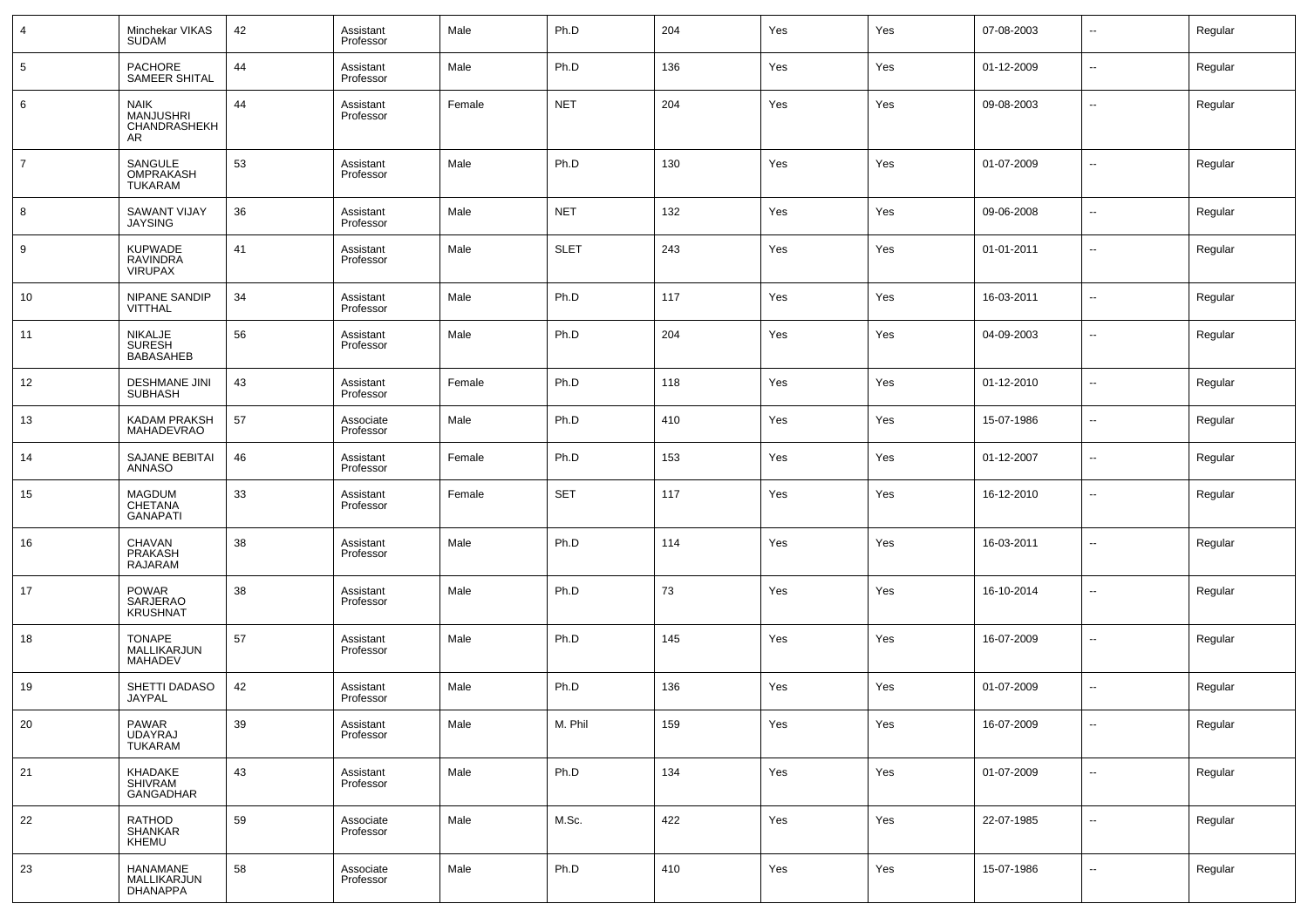| 4 | Minchekar VIKAS SUDAM | 42 | Assistant Professor | Male | Ph.D | 204 | Yes | Yes | 07-08-2003 | -- | Regular |
|---|---|---|---|---|---|---|---|---|---|---|---|
| 5 | PACHORE SAMEER SHITAL | 44 | Assistant Professor | Male | Ph.D | 136 | Yes | Yes | 01-12-2009 | -- | Regular |
| 6 | NAIK MANJUSHRI CHANDRASHEKHAR | 44 | Assistant Professor | Female | NET | 204 | Yes | Yes | 09-08-2003 | -- | Regular |
| 7 | SANGULE OMPRAKASH TUKARAM | 53 | Assistant Professor | Male | Ph.D | 130 | Yes | Yes | 01-07-2009 | -- | Regular |
| 8 | SAWANT VIJAY JAYSING | 36 | Assistant Professor | Male | NET | 132 | Yes | Yes | 09-06-2008 | -- | Regular |
| 9 | KUPWADE RAVINDRA VIRUPAX | 41 | Assistant Professor | Male | SLET | 243 | Yes | Yes | 01-01-2011 | -- | Regular |
| 10 | NIPANE SANDIP VITTHAL | 34 | Assistant Professor | Male | Ph.D | 117 | Yes | Yes | 16-03-2011 | -- | Regular |
| 11 | NIKALJE SURESH BABASAHEB | 56 | Assistant Professor | Male | Ph.D | 204 | Yes | Yes | 04-09-2003 | -- | Regular |
| 12 | DESHMANE JINI SUBHASH | 43 | Assistant Professor | Female | Ph.D | 118 | Yes | Yes | 01-12-2010 | -- | Regular |
| 13 | KADAM PRAKSH MAHADEVRAO | 57 | Associate Professor | Male | Ph.D | 410 | Yes | Yes | 15-07-1986 | -- | Regular |
| 14 | SAJANE BEBITAI ANNASO | 46 | Assistant Professor | Female | Ph.D | 153 | Yes | Yes | 01-12-2007 | -- | Regular |
| 15 | MAGDUM CHETANA GANAPATI | 33 | Assistant Professor | Female | SET | 117 | Yes | Yes | 16-12-2010 | -- | Regular |
| 16 | CHAVAN PRAKASH RAJARAM | 38 | Assistant Professor | Male | Ph.D | 114 | Yes | Yes | 16-03-2011 | -- | Regular |
| 17 | POWAR SARJERAO KRUSHNAT | 38 | Assistant Professor | Male | Ph.D | 73 | Yes | Yes | 16-10-2014 | -- | Regular |
| 18 | TONAPE MALLIKARJUN MAHADEV | 57 | Assistant Professor | Male | Ph.D | 145 | Yes | Yes | 16-07-2009 | -- | Regular |
| 19 | SHETTI DADASO JAYPAL | 42 | Assistant Professor | Male | Ph.D | 136 | Yes | Yes | 01-07-2009 | -- | Regular |
| 20 | PAWAR UDAYRAJ TUKARAM | 39 | Assistant Professor | Male | M. Phil | 159 | Yes | Yes | 16-07-2009 | -- | Regular |
| 21 | KHADAKE SHIVRAM GANGADHAR | 43 | Assistant Professor | Male | Ph.D | 134 | Yes | Yes | 01-07-2009 | -- | Regular |
| 22 | RATHOD SHANKAR KHEMU | 59 | Associate Professor | Male | M.Sc. | 422 | Yes | Yes | 22-07-1985 | -- | Regular |
| 23 | HANAMANE MALLIKARJUN DHANAPPA | 58 | Associate Professor | Male | Ph.D | 410 | Yes | Yes | 15-07-1986 | -- | Regular |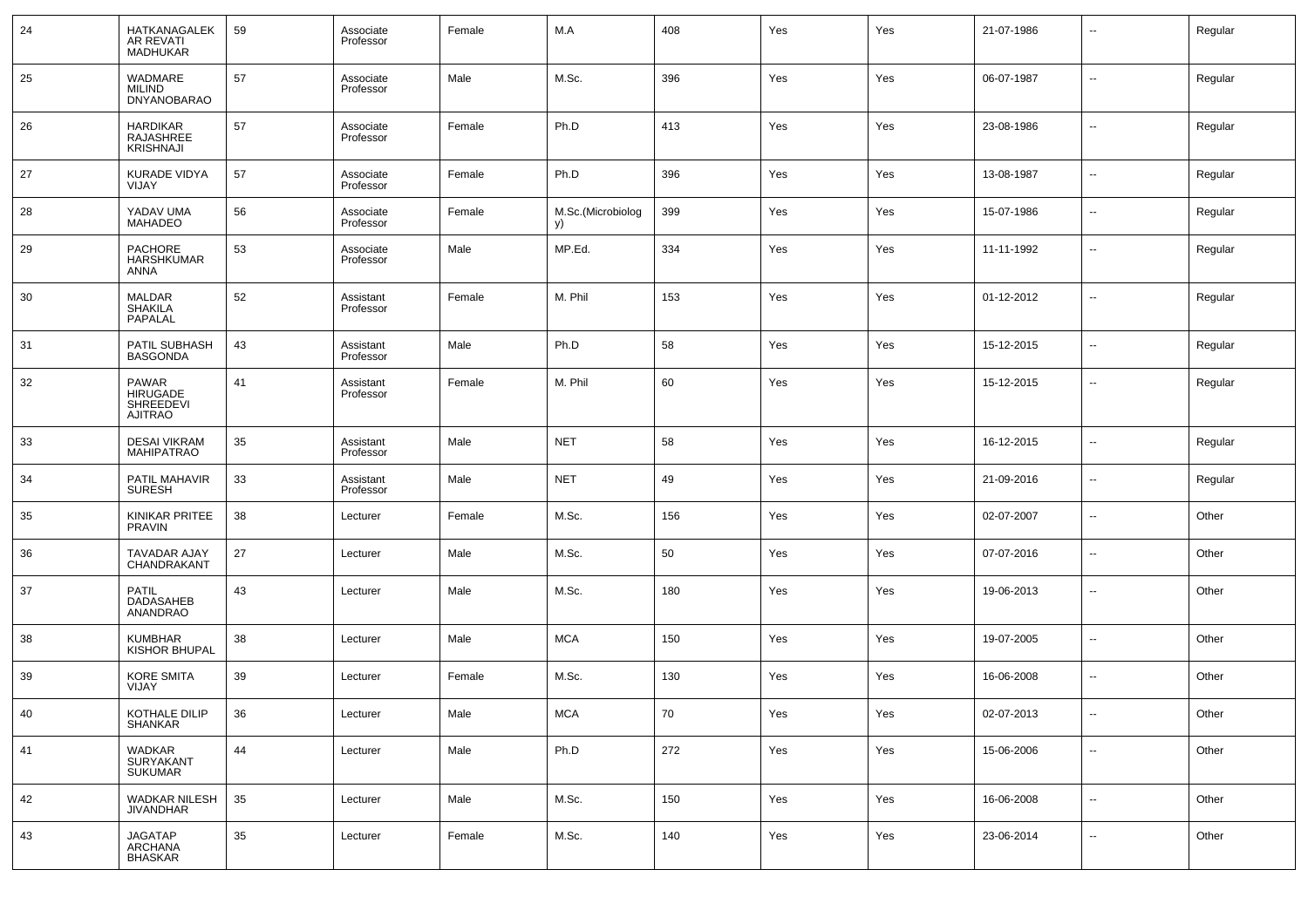| 24 | HATKANAGALEKAR REVATI MADHUKAR | 59 | Associate Professor | Female | M.A | 408 | Yes | Yes | 21-07-1986 | -- | Regular |
|---|---|---|---|---|---|---|---|---|---|---|---|
| 25 | WADMARE MILIND DNYANOBARAO | 57 | Associate Professor | Male | M.Sc. | 396 | Yes | Yes | 06-07-1987 | -- | Regular |
| 26 | HARDIKAR RAJASHREE KRISHNAJI | 57 | Associate Professor | Female | Ph.D | 413 | Yes | Yes | 23-08-1986 | -- | Regular |
| 27 | KURADE VIDYA VIJAY | 57 | Associate Professor | Female | Ph.D | 396 | Yes | Yes | 13-08-1987 | -- | Regular |
| 28 | YADAV UMA MAHADEO | 56 | Associate Professor | Female | M.Sc.(Microbiology) | 399 | Yes | Yes | 15-07-1986 | -- | Regular |
| 29 | PACHORE HARSHKUMAR ANNA | 53 | Associate Professor | Male | MP.Ed. | 334 | Yes | Yes | 11-11-1992 | -- | Regular |
| 30 | MALDAR SHAKILA PAPALAL | 52 | Assistant Professor | Female | M. Phil | 153 | Yes | Yes | 01-12-2012 | -- | Regular |
| 31 | PATIL SUBHASH BASGONDA | 43 | Assistant Professor | Male | Ph.D | 58 | Yes | Yes | 15-12-2015 | -- | Regular |
| 32 | PAWAR HIRUGADE SHREEDEVI AJITRAO | 41 | Assistant Professor | Female | M. Phil | 60 | Yes | Yes | 15-12-2015 | -- | Regular |
| 33 | DESAI VIKRAM MAHIPATRAO | 35 | Assistant Professor | Male | NET | 58 | Yes | Yes | 16-12-2015 | -- | Regular |
| 34 | PATIL MAHAVIR SURESH | 33 | Assistant Professor | Male | NET | 49 | Yes | Yes | 21-09-2016 | -- | Regular |
| 35 | KINIKAR PRITEE PRAVIN | 38 | Lecturer | Female | M.Sc. | 156 | Yes | Yes | 02-07-2007 | -- | Other |
| 36 | TAVADAR AJAY CHANDRAKANT | 27 | Lecturer | Male | M.Sc. | 50 | Yes | Yes | 07-07-2016 | -- | Other |
| 37 | PATIL DADASAHEB ANANDRAO | 43 | Lecturer | Male | M.Sc. | 180 | Yes | Yes | 19-06-2013 | -- | Other |
| 38 | KUMBHAR KISHOR BHUPAL | 38 | Lecturer | Male | MCA | 150 | Yes | Yes | 19-07-2005 | -- | Other |
| 39 | KORE SMITA VIJAY | 39 | Lecturer | Female | M.Sc. | 130 | Yes | Yes | 16-06-2008 | -- | Other |
| 40 | KOTHALE DILIP SHANKAR | 36 | Lecturer | Male | MCA | 70 | Yes | Yes | 02-07-2013 | -- | Other |
| 41 | WADKAR SURYAKANT SUKUMAR | 44 | Lecturer | Male | Ph.D | 272 | Yes | Yes | 15-06-2006 | -- | Other |
| 42 | WADKAR NILESH JIVANDHAR | 35 | Lecturer | Male | M.Sc. | 150 | Yes | Yes | 16-06-2008 | -- | Other |
| 43 | JAGATAP ARCHANA BHASKAR | 35 | Lecturer | Female | M.Sc. | 140 | Yes | Yes | 23-06-2014 | -- | Other |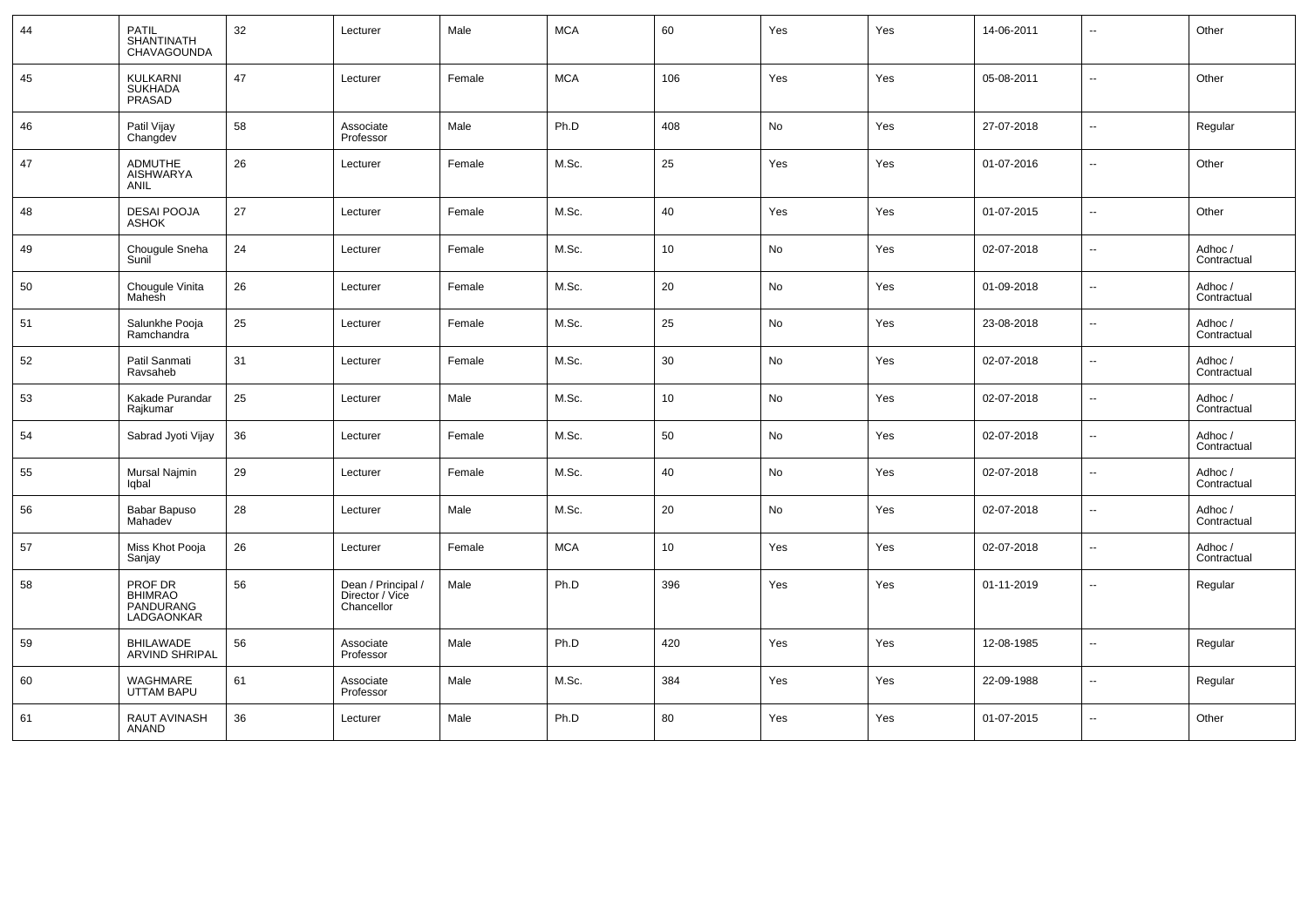| | | | | | | | | | | | |
|---|---|---|---|---|---|---|---|---|---|---|---|
| 44 | PATIL SHANTINATH CHAVAGOUNDA | 32 | Lecturer | Male | MCA | 60 | Yes | Yes | 14-06-2011 | -- | Other |
| 45 | KULKARNI SUKHADA PRASAD | 47 | Lecturer | Female | MCA | 106 | Yes | Yes | 05-08-2011 | -- | Other |
| 46 | Patil Vijay Changdev | 58 | Associate Professor | Male | Ph.D | 408 | No | Yes | 27-07-2018 | -- | Regular |
| 47 | ADMUTHE AISHWARYA ANIL | 26 | Lecturer | Female | M.Sc. | 25 | Yes | Yes | 01-07-2016 | -- | Other |
| 48 | DESAI POOJA ASHOK | 27 | Lecturer | Female | M.Sc. | 40 | Yes | Yes | 01-07-2015 | -- | Other |
| 49 | Chougule Sneha Sunil | 24 | Lecturer | Female | M.Sc. | 10 | No | Yes | 02-07-2018 | -- | Adhoc / Contractual |
| 50 | Chougule Vinita Mahesh | 26 | Lecturer | Female | M.Sc. | 20 | No | Yes | 01-09-2018 | -- | Adhoc / Contractual |
| 51 | Salunkhe Pooja Ramchandra | 25 | Lecturer | Female | M.Sc. | 25 | No | Yes | 23-08-2018 | -- | Adhoc / Contractual |
| 52 | Patil Sanmati Ravsaheb | 31 | Lecturer | Female | M.Sc. | 30 | No | Yes | 02-07-2018 | -- | Adhoc / Contractual |
| 53 | Kakade Purandar Rajkumar | 25 | Lecturer | Male | M.Sc. | 10 | No | Yes | 02-07-2018 | -- | Adhoc / Contractual |
| 54 | Sabrad Jyoti Vijay | 36 | Lecturer | Female | M.Sc. | 50 | No | Yes | 02-07-2018 | -- | Adhoc / Contractual |
| 55 | Mursal Najmin Iqbal | 29 | Lecturer | Female | M.Sc. | 40 | No | Yes | 02-07-2018 | -- | Adhoc / Contractual |
| 56 | Babar Bapuso Mahadev | 28 | Lecturer | Male | M.Sc. | 20 | No | Yes | 02-07-2018 | -- | Adhoc / Contractual |
| 57 | Miss Khot Pooja Sanjay | 26 | Lecturer | Female | MCA | 10 | Yes | Yes | 02-07-2018 | -- | Adhoc / Contractual |
| 58 | PROF DR BHIMRAO PANDURANG LADGAONKAR | 56 | Dean / Principal / Director / Vice Chancellor | Male | Ph.D | 396 | Yes | Yes | 01-11-2019 | -- | Regular |
| 59 | BHILAWADE ARVIND SHRIPAL | 56 | Associate Professor | Male | Ph.D | 420 | Yes | Yes | 12-08-1985 | -- | Regular |
| 60 | WAGHMARE UTTAM BAPU | 61 | Associate Professor | Male | M.Sc. | 384 | Yes | Yes | 22-09-1988 | -- | Regular |
| 61 | RAUT AVINASH ANAND | 36 | Lecturer | Male | Ph.D | 80 | Yes | Yes | 01-07-2015 | -- | Other |